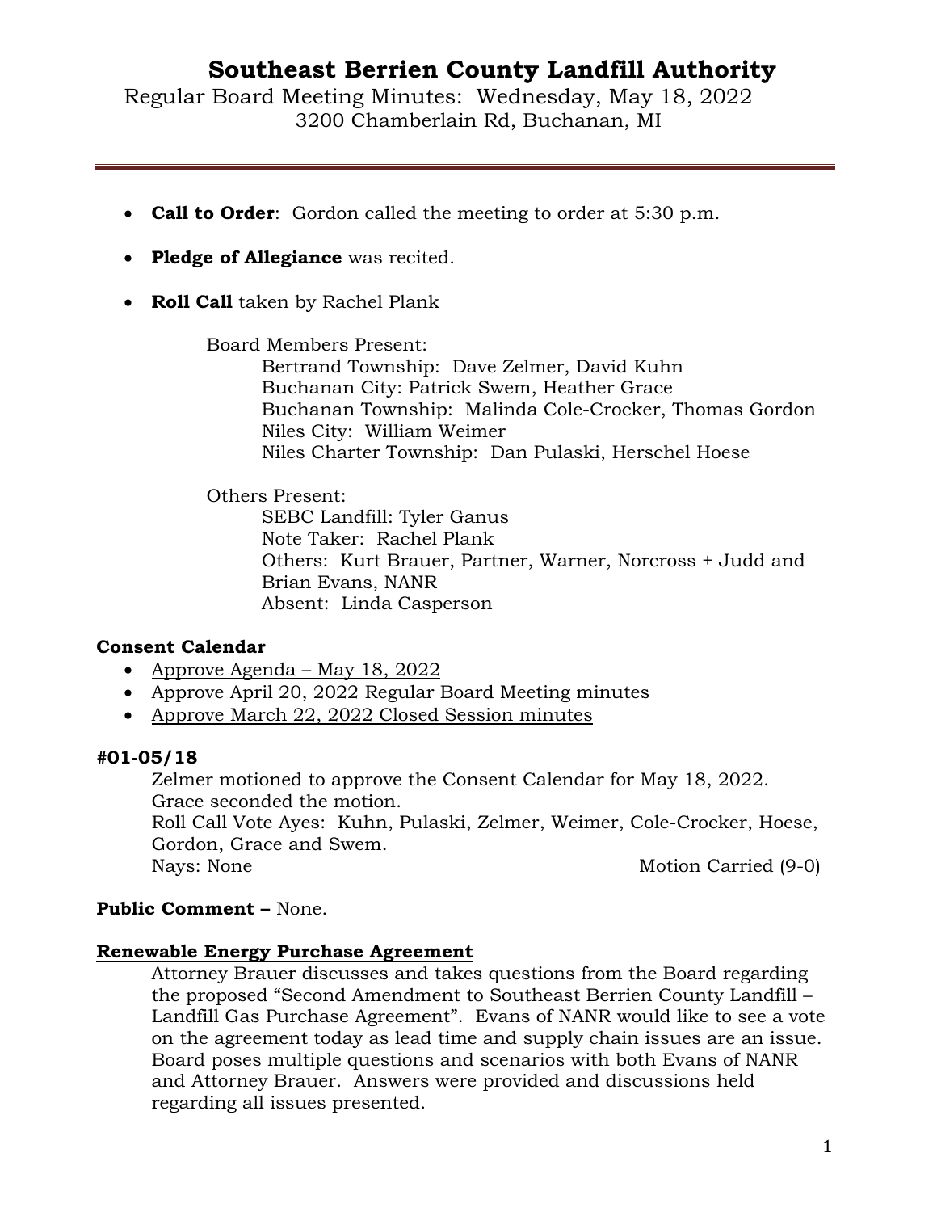# Southeast Berrien County Landfill Authority

Regular Board Meeting Minutes: Wednesday, May 18, 2022
3200 Chamberlain Rd, Buchanan, MI

- **Call to Order**: Gordon called the meeting to order at 5:30 p.m.
- **Pledge of Allegiance** was recited.
- **Roll Call** taken by Rachel Plank

  Board Members Present:
  - Bertrand Township: Dave Zelmer, David Kuhn
  - Buchanan City: Patrick Swem, Heather Grace
  - Buchanan Township: Malinda Cole-Crocker, Thomas Gordon
  - Niles City: William Weimer
  - Niles Charter Township: Dan Pulaski, Herschel Hoese

  Others Present:
  - SEBC Landfill: Tyler Ganus
  - Note Taker: Rachel Plank
  - Others: Kurt Brauer, Partner, Warner, Norcross + Judd and Brian Evans, NANR
  - Absent: Linda Casperson

**Consent Calendar**

- Approve Agenda – May 18, 2022
- Approve April 20, 2022 Regular Board Meeting minutes
- Approve March 22, 2022 Closed Session minutes

**#01-05/18**

Zelmer motioned to approve the Consent Calendar for May 18, 2022.
Grace seconded the motion.
Roll Call Vote Ayes: Kuhn, Pulaski, Zelmer, Weimer, Cole-Crocker, Hoese, Gordon, Grace and Swem.
Nays: None — Motion Carried (9-0)

**Public Comment –** None.

**Renewable Energy Purchase Agreement**

Attorney Brauer discusses and takes questions from the Board regarding the proposed "Second Amendment to Southeast Berrien County Landfill – Landfill Gas Purchase Agreement". Evans of NANR would like to see a vote on the agreement today as lead time and supply chain issues are an issue. Board poses multiple questions and scenarios with both Evans of NANR and Attorney Brauer. Answers were provided and discussions held regarding all issues presented.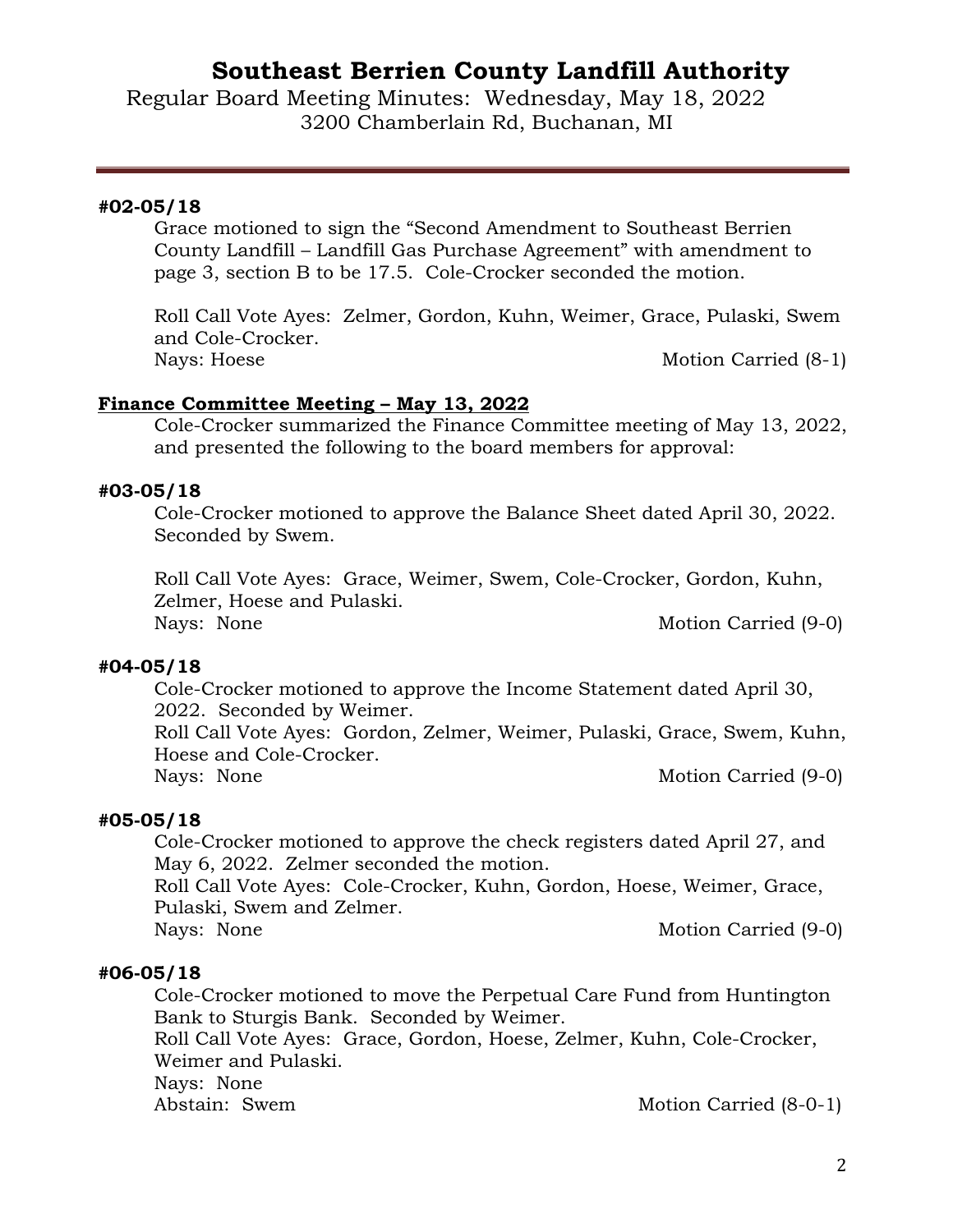# Southeast Berrien County Landfill Authority

Regular Board Meeting Minutes: Wednesday, May 18, 2022
3200 Chamberlain Rd, Buchanan, MI

---

**#02-05/18**

Grace motioned to sign the "Second Amendment to Southeast Berrien County Landfill – Landfill Gas Purchase Agreement" with amendment to page 3, section B to be 17.5. Cole-Crocker seconded the motion.

Roll Call Vote Ayes: Zelmer, Gordon, Kuhn, Weimer, Grace, Pulaski, Swem and Cole-Crocker.
Nays: Hoese — Motion Carried (8-1)

**<u>Finance Committee Meeting – May 13, 2022</u>**

Cole-Crocker summarized the Finance Committee meeting of May 13, 2022, and presented the following to the board members for approval:

**#03-05/18**

Cole-Crocker motioned to approve the Balance Sheet dated April 30, 2022. Seconded by Swem.

Roll Call Vote Ayes: Grace, Weimer, Swem, Cole-Crocker, Gordon, Kuhn, Zelmer, Hoese and Pulaski.
Nays: None — Motion Carried (9-0)

**#04-05/18**

Cole-Crocker motioned to approve the Income Statement dated April 30, 2022. Seconded by Weimer.
Roll Call Vote Ayes: Gordon, Zelmer, Weimer, Pulaski, Grace, Swem, Kuhn, Hoese and Cole-Crocker.
Nays: None — Motion Carried (9-0)

**#05-05/18**

Cole-Crocker motioned to approve the check registers dated April 27, and May 6, 2022. Zelmer seconded the motion.
Roll Call Vote Ayes: Cole-Crocker, Kuhn, Gordon, Hoese, Weimer, Grace, Pulaski, Swem and Zelmer.
Nays: None — Motion Carried (9-0)

**#06-05/18**

Cole-Crocker motioned to move the Perpetual Care Fund from Huntington Bank to Sturgis Bank. Seconded by Weimer.
Roll Call Vote Ayes: Grace, Gordon, Hoese, Zelmer, Kuhn, Cole-Crocker, Weimer and Pulaski.
Nays: None
Abstain: Swem — Motion Carried (8-0-1)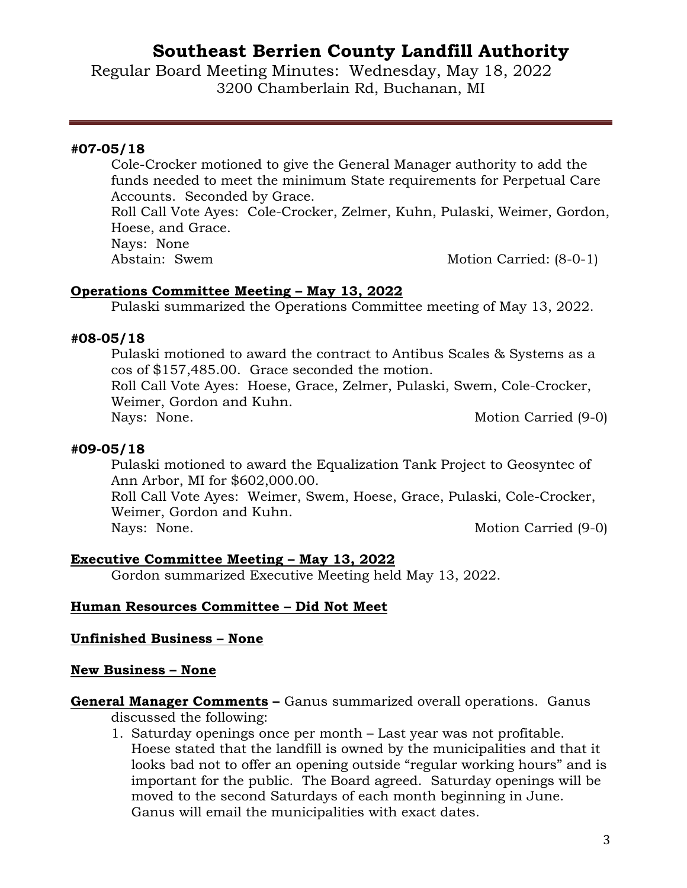# Southeast Berrien County Landfill Authority

Regular Board Meeting Minutes: Wednesday, May 18, 2022
3200 Chamberlain Rd, Buchanan, MI

---

**#07-05/18**

Cole-Crocker motioned to give the General Manager authority to add the funds needed to meet the minimum State requirements for Perpetual Care Accounts. Seconded by Grace.
Roll Call Vote Ayes: Cole-Crocker, Zelmer, Kuhn, Pulaski, Weimer, Gordon, Hoese, and Grace.
Nays: None
Abstain: Swem Motion Carried: (8-0-1)

**<u>Operations Committee Meeting – May 13, 2022</u>**

Pulaski summarized the Operations Committee meeting of May 13, 2022.

**#08-05/18**

Pulaski motioned to award the contract to Antibus Scales & Systems as a cos of $157,485.00. Grace seconded the motion.
Roll Call Vote Ayes: Hoese, Grace, Zelmer, Pulaski, Swem, Cole-Crocker, Weimer, Gordon and Kuhn.
Nays: None. Motion Carried (9-0)

**#09-05/18**

Pulaski motioned to award the Equalization Tank Project to Geosyntec of Ann Arbor, MI for $602,000.00.
Roll Call Vote Ayes: Weimer, Swem, Hoese, Grace, Pulaski, Cole-Crocker, Weimer, Gordon and Kuhn.
Nays: None. Motion Carried (9-0)

**<u>Executive Committee Meeting – May 13, 2022</u>**

Gordon summarized Executive Meeting held May 13, 2022.

**<u>Human Resources Committee – Did Not Meet</u>**

**<u>Unfinished Business – None</u>**

**<u>New Business – None</u>**

**<u>General Manager Comments</u> –** Ganus summarized overall operations. Ganus discussed the following:

1. Saturday openings once per month – Last year was not profitable. Hoese stated that the landfill is owned by the municipalities and that it looks bad not to offer an opening outside "regular working hours" and is important for the public. The Board agreed. Saturday openings will be moved to the second Saturdays of each month beginning in June. Ganus will email the municipalities with exact dates.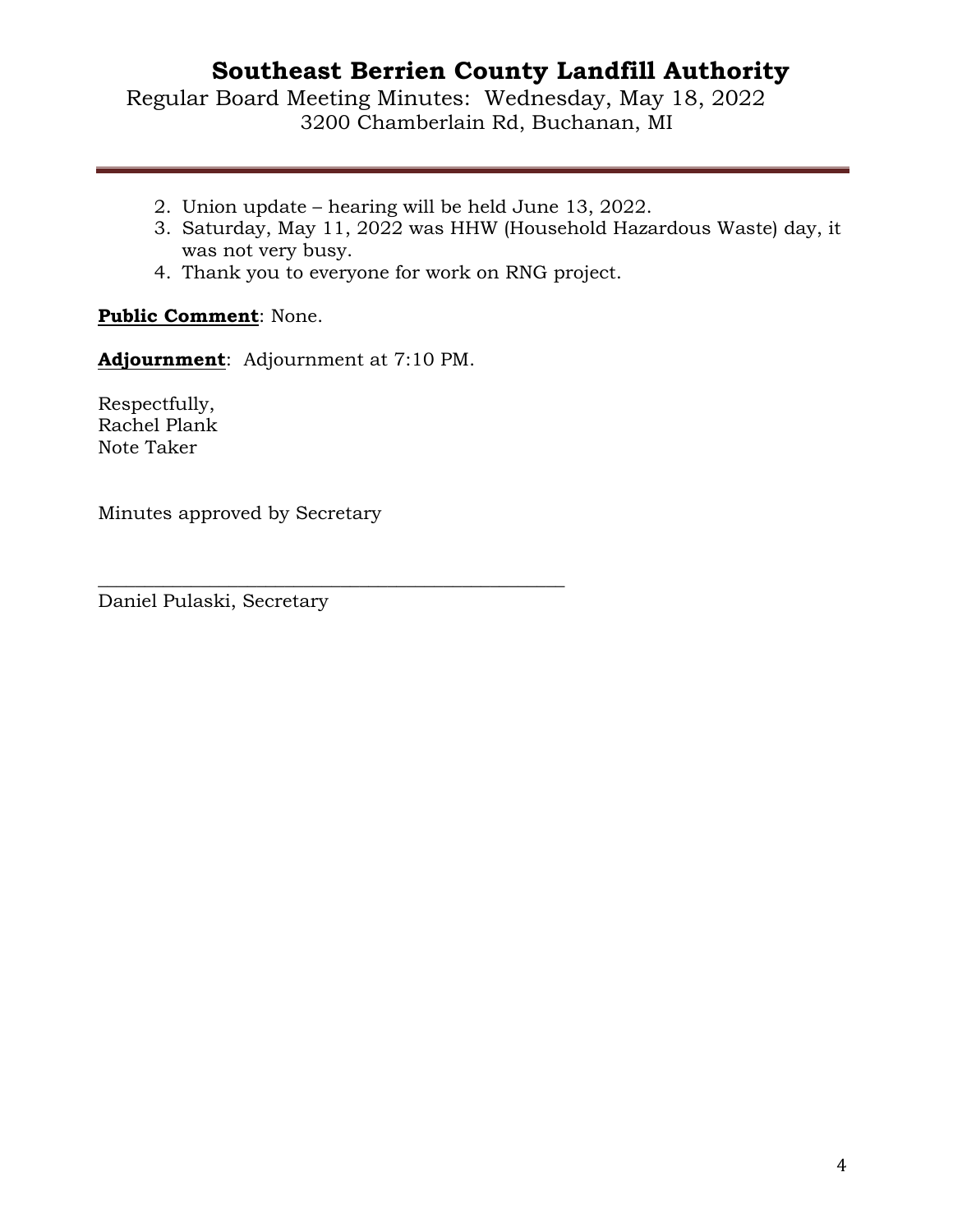# Southeast Berrien County Landfill Authority

Regular Board Meeting Minutes: Wednesday, May 18, 2022
3200 Chamberlain Rd, Buchanan, MI

2. Union update – hearing will be held June 13, 2022.
3. Saturday, May 11, 2022 was HHW (Household Hazardous Waste) day, it was not very busy.
4. Thank you to everyone for work on RNG project.

**Public Comment**: None.

**Adjournment**: Adjournment at 7:10 PM.

Respectfully,
Rachel Plank
Note Taker

Minutes approved by Secretary

\_\_\_\_\_\_\_\_\_\_\_\_\_\_\_\_\_\_\_\_\_\_\_\_\_\_\_\_\_\_\_\_\_\_\_\_\_\_\_\_\_\_\_\_\_\_\_\_
Daniel Pulaski, Secretary